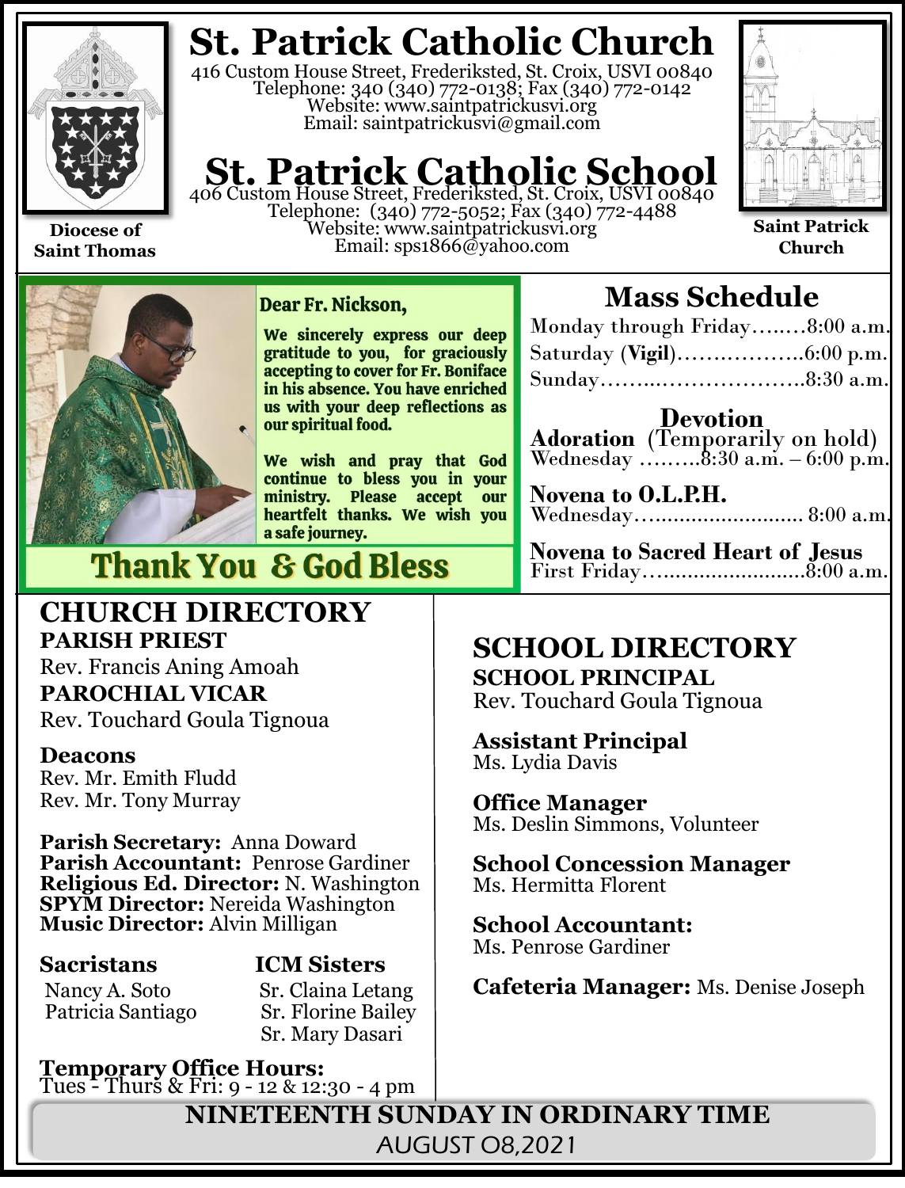# St. Patrick Catholic Church

416 Custom House Street, Frederiksted, St. Croix, USVI 00840
Telephone: 340 (340) 772-0138; Fax (340) 772-0142
Website: www.saintpatrickusvi.org
Email: saintpatrickusvi@gmail.com

# St. Patrick Catholic School

406 Custom House Street, Frederiksted, St. Croix, USVI 00840
Telephone: (340) 772-5052; Fax (340) 772-4488
Website: www.saintpatrickusvi.org
Email: sps1866@yahoo.com

**Diocese of Saint Thomas**

**Saint Patrick Church**

**Dear Fr. Nickson,**

**We sincerely express our deep gratitude to you, for graciously accepting to cover for Fr. Boniface in his absence. You have enriched us with your deep reflections as our spiritual food.**

**We wish and pray that God continue to bless you in your ministry. Please accept our heartfelt thanks. We wish you a safe journey.**

**Thank You & God Bless**

## Mass Schedule

Monday through Friday…...…8:00 a.m.
Saturday (**Vigil**)……..………..6:00 p.m.
Sunday……...………………..8:30 a.m.

### Devotion

**Adoration** (Temporarily on hold)
Wednesday ………8:30 a.m. – 6:00 p.m.

**Novena to O.L.P.H.**
Wednesday…......................... 8:00 a.m.

**Novena to Sacred Heart of Jesus**
First Friday….......................8:00 a.m.

## CHURCH DIRECTORY

**PARISH PRIEST**
Rev. Francis Aning Amoah

**PAROCHIAL VICAR**
Rev. Touchard Goula Tignoua

**Deacons**
Rev. Mr. Emith Fludd
Rev. Mr. Tony Murray

**Parish Secretary:** Anna Doward
**Parish Accountant:** Penrose Gardiner
**Religious Ed. Director:** N. Washington
**SPYM Director:** Nereida Washington
**Music Director:** Alvin Milligan

**Sacristans**
Nancy A. Soto
Patricia Santiago

**ICM Sisters**
Sr. Claina Letang
Sr. Florine Bailey
Sr. Mary Dasari

**Temporary Office Hours:**
Tues - Thurs & Fri: 9 - 12 & 12:30 - 4 pm

## SCHOOL DIRECTORY

**SCHOOL PRINCIPAL**
Rev. Touchard Goula Tignoua

**Assistant Principal**
Ms. Lydia Davis

**Office Manager**
Ms. Deslin Simmons, Volunteer

**School Concession Manager**
Ms. Hermitta Florent

**School Accountant:**
Ms. Penrose Gardiner

**Cafeteria Manager:** Ms. Denise Joseph

**NINETEENTH SUNDAY IN ORDINARY TIME**
AUGUST 08,2021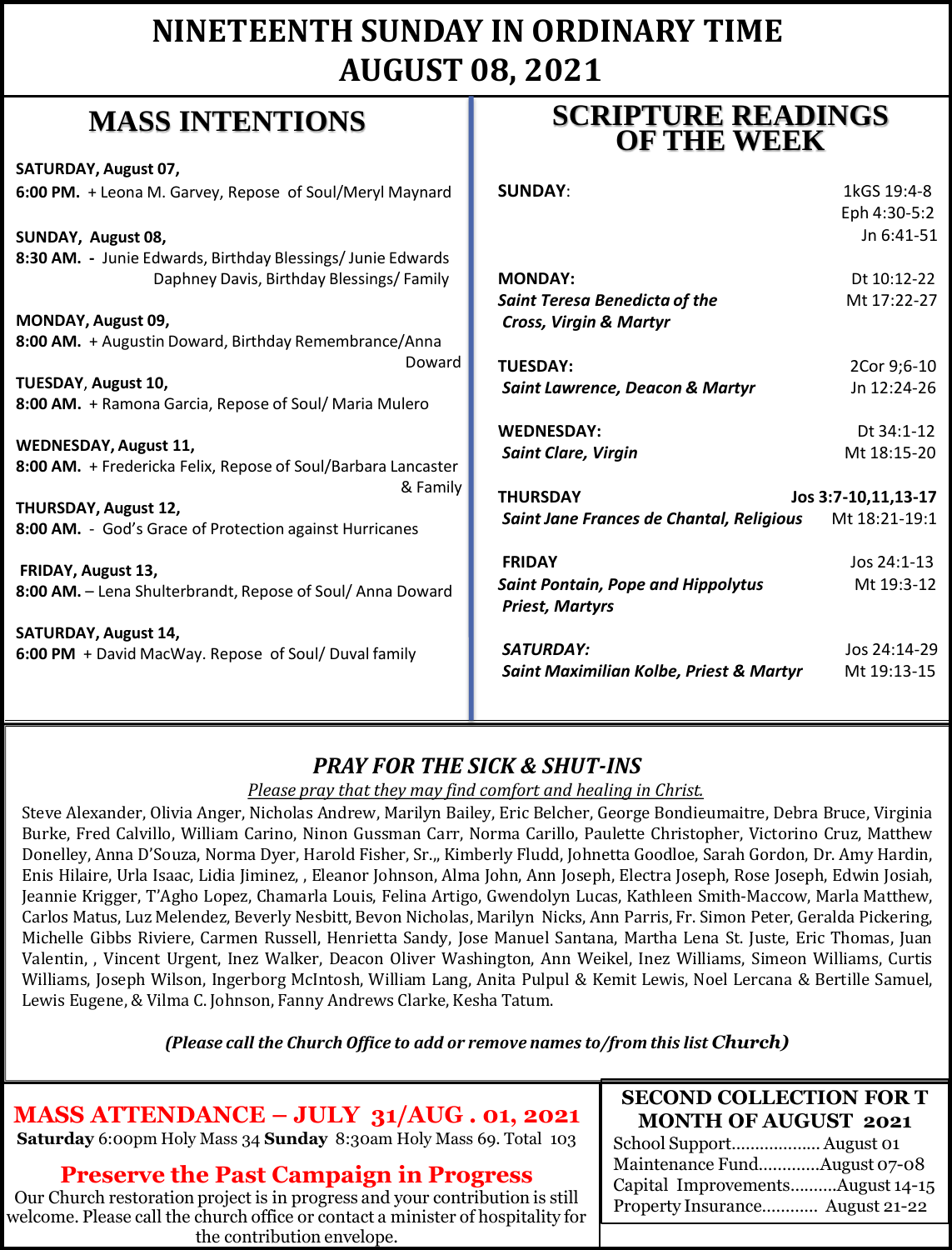# NINETEENTH SUNDAY IN ORDINARY TIME
# AUGUST 08, 2021

## MASS INTENTIONS

**SATURDAY, August 07,**
**6:00 PM.** + Leona M. Garvey, Repose of Soul/Meryl Maynard

**SUNDAY, August 08,**
**8:30 AM. -** Junie Edwards, Birthday Blessings/ Junie Edwards
Daphney Davis, Birthday Blessings/ Family

**MONDAY, August 09,**
**8:00 AM.** + Augustin Doward, Birthday Remembrance/Anna Doward

**TUESDAY, August 10,**
**8:00 AM.** + Ramona Garcia, Repose of Soul/ Maria Mulero

**WEDNESDAY, August 11,**
**8:00 AM.** + Fredericka Felix, Repose of Soul/Barbara Lancaster & Family

**THURSDAY, August 12,**
**8:00 AM.** - God's Grace of Protection against Hurricanes

**FRIDAY, August 13,**
**8:00 AM.** – Lena Shulterbrandt, Repose of Soul/ Anna Doward

**SATURDAY, August 14,**
**6:00 PM** + David MacWay. Repose of Soul/ Duval family

## SCRIPTURE READINGS OF THE WEEK

| Day | Readings |
|---|---|
| **SUNDAY**: | 1kGS 19:4-8<br>Eph 4:30-5:2<br>Jn 6:41-51 |
| **MONDAY:**<br>***Saint Teresa Benedicta of the Cross, Virgin & Martyr*** | Dt 10:12-22<br>Mt 17:22-27 |
| **TUESDAY:**<br>***Saint Lawrence, Deacon & Martyr*** | 2Cor 9;6-10<br>Jn 12:24-26 |
| **WEDNESDAY:**<br>***Saint Clare, Virgin*** | Dt 34:1-12<br>Mt 18:15-20 |
| **THURSDAY**<br>***Saint Jane Frances de Chantal, Religious*** | **Jos 3:7-10,11,13-17**<br>Mt 18:21-19:1 |
| **FRIDAY**<br>***Saint Pontain, Pope and Hippolytus Priest, Martyrs*** | Jos 24:1-13<br>Mt 19:3-12 |
| ***SATURDAY:***<br>***Saint Maximilian Kolbe, Priest & Martyr*** | Jos 24:14-29<br>Mt 19:13-15 |

### *PRAY FOR THE SICK & SHUT-INS*

*Please pray that they may find comfort and healing in Christ.*

Steve Alexander, Olivia Anger, Nicholas Andrew, Marilyn Bailey, Eric Belcher, George Bondieumaitre, Debra Bruce, Virginia Burke, Fred Calvillo, William Carino, Ninon Gussman Carr, Norma Carillo, Paulette Christopher, Victorino Cruz, Matthew Donelley, Anna D'Souza, Norma Dyer, Harold Fisher, Sr.,, Kimberly Fludd, Johnetta Goodloe, Sarah Gordon, Dr. Amy Hardin, Enis Hilaire, Urla Isaac, Lidia Jiminez, , Eleanor Johnson, Alma John, Ann Joseph, Electra Joseph, Rose Joseph, Edwin Josiah, Jeannie Krigger, T'Agho Lopez, Chamarla Louis, Felina Artigo, Gwendolyn Lucas, Kathleen Smith-Maccow, Marla Matthew, Carlos Matus, Luz Melendez, Beverly Nesbitt, Bevon Nicholas, Marilyn Nicks, Ann Parris, Fr. Simon Peter, Geralda Pickering, Michelle Gibbs Riviere, Carmen Russell, Henrietta Sandy, Jose Manuel Santana, Martha Lena St. Juste, Eric Thomas, Juan Valentin, , Vincent Urgent, Inez Walker, Deacon Oliver Washington, Ann Weikel, Inez Williams, Simeon Williams, Curtis Williams, Joseph Wilson, Ingerborg McIntosh, William Lang, Anita Pulpul & Kemit Lewis, Noel Lercana & Bertille Samuel, Lewis Eugene, & Vilma C. Johnson, Fanny Andrews Clarke, Kesha Tatum.

***(Please call the Church Office to add or remove names to/from this list Church)***

### MASS ATTENDANCE – JULY 31/AUG . 01, 2021

**Saturday** 6:00pm Holy Mass 34 **Sunday** 8:30am Holy Mass 69. Total 103

### Preserve the Past Campaign in Progress

Our Church restoration project is in progress and your contribution is still welcome. Please call the church office or contact a minister of hospitality for the contribution envelope.

### SECOND COLLECTION FOR T MONTH OF AUGUST 2021

School Support.................. August 01
Maintenance Fund.............August 07-08
Capital Improvements..........August 14-15
Property Insurance............ August 21-22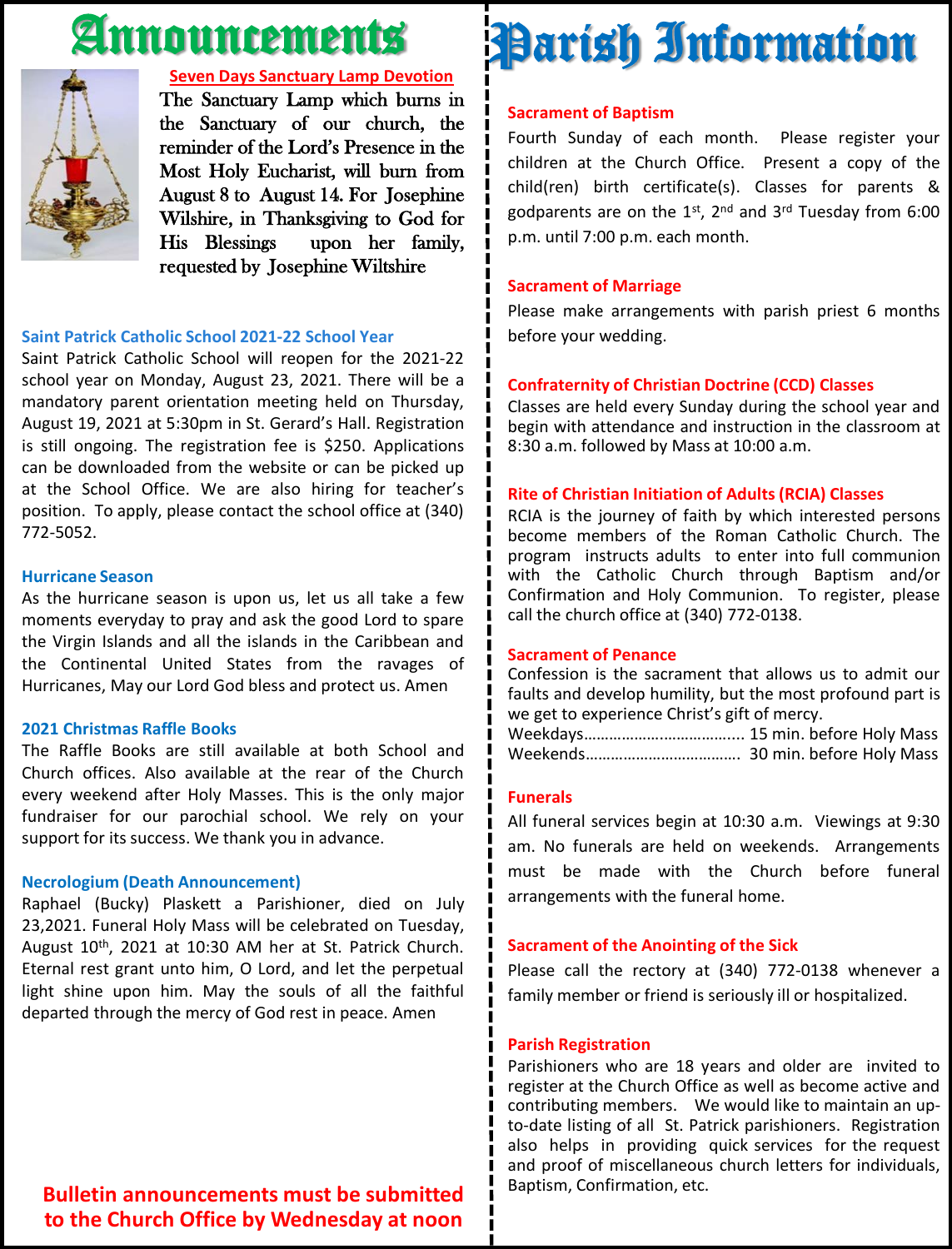# Announcements

**Seven Days Sanctuary Lamp Devotion**

The Sanctuary Lamp which burns in the Sanctuary of our church, the reminder of the Lord's Presence in the Most Holy Eucharist, will burn from August 8 to August 14. For Josephine Wilshire, in Thanksgiving to God for His Blessings upon her family, requested by Josephine Wiltshire

### Saint Patrick Catholic School 2021-22 School Year

Saint Patrick Catholic School will reopen for the 2021-22 school year on Monday, August 23, 2021. There will be a mandatory parent orientation meeting held on Thursday, August 19, 2021 at 5:30pm in St. Gerard's Hall. Registration is still ongoing. The registration fee is $250. Applications can be downloaded from the website or can be picked up at the School Office. We are also hiring for teacher's position. To apply, please contact the school office at (340) 772-5052.

### Hurricane Season

As the hurricane season is upon us, let us all take a few moments everyday to pray and ask the good Lord to spare the Virgin Islands and all the islands in the Caribbean and the Continental United States from the ravages of Hurricanes, May our Lord God bless and protect us. Amen

### 2021 Christmas Raffle Books

The Raffle Books are still available at both School and Church offices. Also available at the rear of the Church every weekend after Holy Masses. This is the only major fundraiser for our parochial school. We rely on your support for its success. We thank you in advance.

### Necrologium (Death Announcement)

Raphael (Bucky) Plaskett a Parishioner, died on July 23,2021. Funeral Holy Mass will be celebrated on Tuesday, August 10th, 2021 at 10:30 AM her at St. Patrick Church. Eternal rest grant unto him, O Lord, and let the perpetual light shine upon him. May the souls of all the faithful departed through the mercy of God rest in peace. Amen

**Bulletin announcements must be submitted to the Church Office by Wednesday at noon**

# Parish Information

### Sacrament of Baptism

Fourth Sunday of each month. Please register your children at the Church Office. Present a copy of the child(ren) birth certificate(s). Classes for parents & godparents are on the 1st, 2nd and 3rd Tuesday from 6:00 p.m. until 7:00 p.m. each month.

### Sacrament of Marriage

Please make arrangements with parish priest 6 months before your wedding.

### Confraternity of Christian Doctrine (CCD) Classes

Classes are held every Sunday during the school year and begin with attendance and instruction in the classroom at 8:30 a.m. followed by Mass at 10:00 a.m.

### Rite of Christian Initiation of Adults (RCIA) Classes

RCIA is the journey of faith by which interested persons become members of the Roman Catholic Church. The program instructs adults to enter into full communion with the Catholic Church through Baptism and/or Confirmation and Holy Communion. To register, please call the church office at (340) 772-0138.

### Sacrament of Penance

Confession is the sacrament that allows us to admit our faults and develop humility, but the most profound part is we get to experience Christ's gift of mercy.

Weekdays.................................... 15 min. before Holy Mass
Weekends................................... 30 min. before Holy Mass

### Funerals

All funeral services begin at 10:30 a.m. Viewings at 9:30 am. No funerals are held on weekends. Arrangements must be made with the Church before funeral arrangements with the funeral home.

### Sacrament of the Anointing of the Sick

Please call the rectory at (340) 772-0138 whenever a family member or friend is seriously ill or hospitalized.

### Parish Registration

Parishioners who are 18 years and older are invited to register at the Church Office as well as become active and contributing members. We would like to maintain an up-to-date listing of all St. Patrick parishioners. Registration also helps in providing quick services for the request and proof of miscellaneous church letters for individuals, Baptism, Confirmation, etc.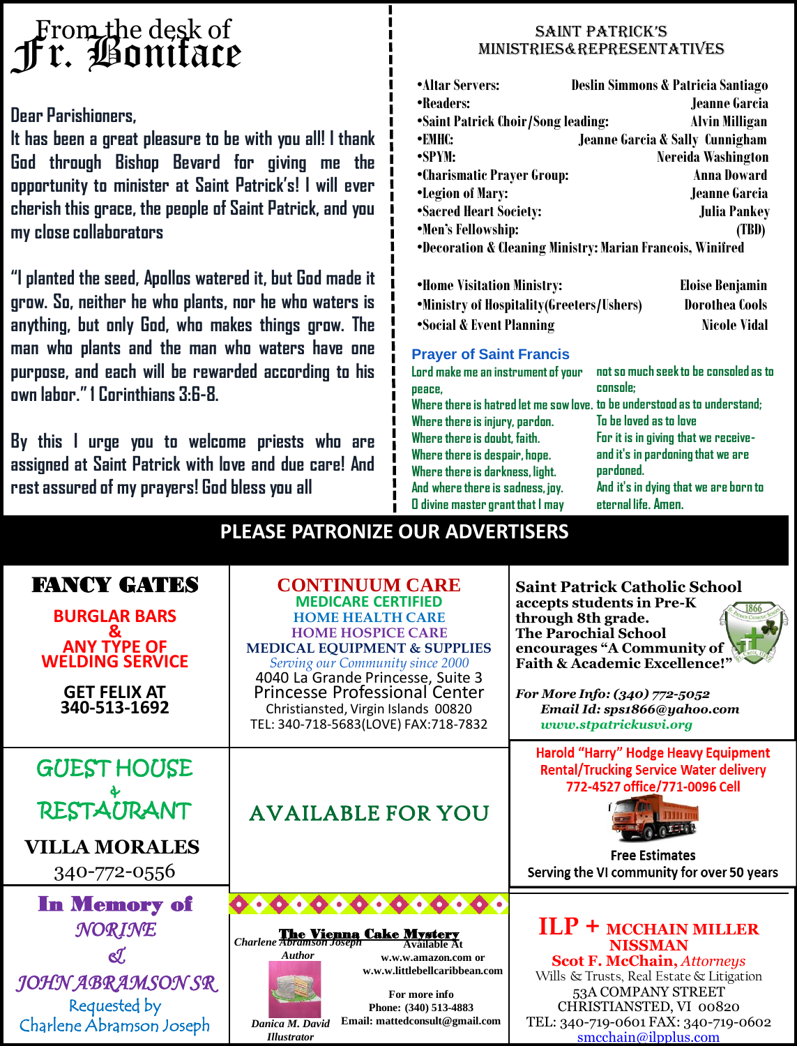# From the desk of Fr. Boniface

**Dear Parishioners,**

**It has been a great pleasure to be with you all! I thank God through Bishop Bevard for giving me the opportunity to minister at Saint Patrick's! I will ever cherish this grace, the people of Saint Patrick, and you my close collaborators**

**"I planted the seed, Apollos watered it, but God made it grow. So, neither he who plants, nor he who waters is anything, but only God, who makes things grow. The man who plants and the man who waters have one purpose, and each will be rewarded according to his own labor." 1 Corinthians 3:6-8.**

**By this I urge you to welcome priests who are assigned at Saint Patrick with love and due care! And rest assured of my prayers! God bless you all**

## SAINT PATRICK'S MINISTRIES&REPRESENTATIVES

- **Altar Servers:** Deslin Simmons & Patricia Santiago
- **Readers:** Jeanne Garcia
- **Saint Patrick Choir/Song leading:** Alvin Milligan
- **EMHC:** Jeanne Garcia & Sally Cunnigham
- **SPYM:** Nereida Washington
- **Charismatic Prayer Group:** Anna Doward
- **Legion of Mary:** Jeanne Garcia
- **Sacred Heart Society:** Julia Pankey
- **Men's Fellowship:** (TBD)
- **Decoration & Cleaning Ministry:** Marian Francois, Winifred

- **Home Visitation Ministry:** Eloise Benjamin
- **Ministry of Hospitality(Greeters/Ushers)** Dorothea Cools
- **Social & Event Planning** Nicole Vidal

### Prayer of Saint Francis

Lord make me an instrument of your peace,
Where there is hatred let me sow love.
Where there is injury, pardon.
Where there is doubt, faith.
Where there is despair, hope.
Where there is darkness, light.
And where there is sadness, joy.
O divine master grant that I may
not so much seek to be consoled as to console;
to be understood as to understand;
To be loved as to love
For it is in giving that we receive-
and it's in pardoning that we are pardoned.
And it's in dying that we are born to eternal life. Amen.

## PLEASE PATRONIZE OUR ADVERTISERS

**FANCY GATES**
BURGLAR BARS
&
ANY TYPE OF WELDING SERVICE
GET FELIX AT
340-513-1692

**CONTINUUM CARE**
MEDICARE CERTIFIED
HOME HEALTH CARE
HOME HOSPICE CARE
MEDICAL EQUIPMENT & SUPPLIES
*Serving our Community since 2000*
4040 La Grande Princesse, Suite 3
Princesse Professional Center
Christiansted, Virgin Islands 00820
TEL: 340-718-5683(LOVE) FAX:718-7832

**Saint Patrick Catholic School** accepts students in Pre-K through 8th grade. The Parochial School encourages "A Community of Faith & Academic Excellence!"
*For More Info: (340) 772-5052*
*Email Id: sps1866@yahoo.com*
*www.stpatrickusvi.org*

GUEST HOUSE
&
RESTAURANT
**VILLA MORALES**
340-772-0556

AVAILABLE FOR YOU

Harold "Harry" Hodge Heavy Equipment Rental/Trucking Service Water delivery
772-4527 office/771-0096 Cell
Free Estimates
Serving the VI community for over 50 years

**In Memory of**
*NORINE*
*&*
*JOHN ABRAMSON SR*
Requested by
Charlene Abramson Joseph

**The Vienna Cake Mystery**
*Charlene Abramson Joseph*
*Author*
Available At
w.w.w.amazon.com or
w.w.w.littlebellcaribbean.com
For more info
Phone: (340) 513-4883
Email: mattedconsult@gmail.com
*Danica M. David*
*Illustrator*

**ILP + MCCHAIN MILLER NISSMAN**
**Scot F. McChain,** *Attorneys*
Wills & Trusts, Real Estate & Litigation
53A COMPANY STREET
CHRISTIANSTED, VI 00820
TEL: 340-719-0601 FAX: 340-719-0602
smcchain@ilpplus.com